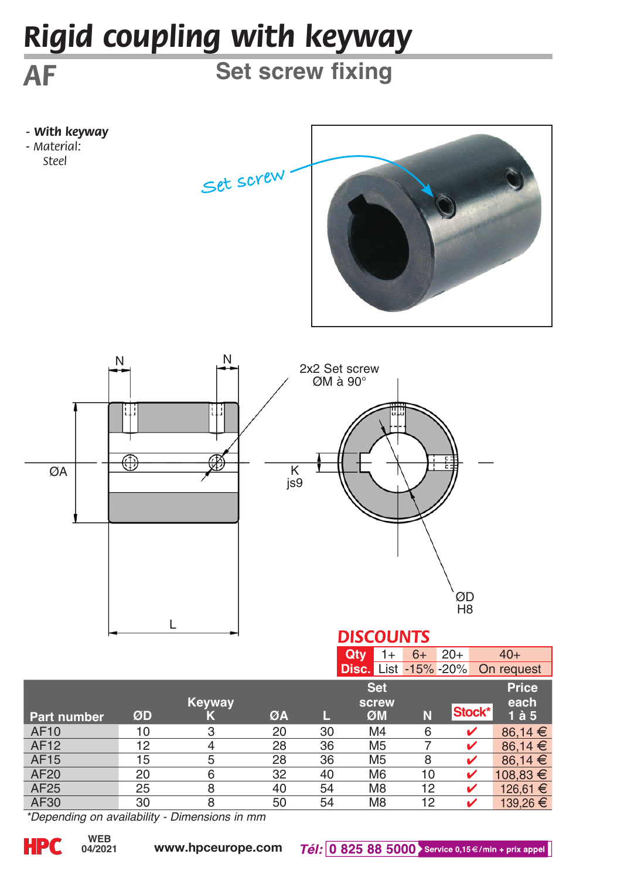# Rigid coupling with keyway

## AF

### Set screw fixing

- ***With keyway***
- *Material:*
  *Steel*

Set screw

2x2 Set screw
ØM à 90°

N N ØA K js9 ØD H8 L

## DISCOUNTS

| Qty | 1+ | 6+ | 20+ | 40+ |
|---|---|---|---|---|
| Disc. | List | -15% | -20% | On request |

| Part number | ØD | Keyway K | ØA | L | Set screw ØM | N | Stock* | Price each 1 à 5 |
|---|---|---|---|---|---|---|---|---|
| AF10 | 10 | 3 | 20 | 30 | M4 | 6 | ✔ | 86,14 € |
| AF12 | 12 | 4 | 28 | 36 | M5 | 7 | ✔ | 86,14 € |
| AF15 | 15 | 5 | 28 | 36 | M5 | 8 | ✔ | 86,14 € |
| AF20 | 20 | 6 | 32 | 40 | M6 | 10 | ✔ | 108,83 € |
| AF25 | 25 | 8 | 40 | 54 | M8 | 12 | ✔ | 126,61 € |
| AF30 | 30 | 8 | 50 | 54 | M8 | 12 | ✔ | 139,26 € |

*\*Depending on availability - Dimensions in mm*

HPC WEB 04/2021 www.hpceurope.com *Tél:* 0 825 88 5000 Service 0,15 €/min + prix appel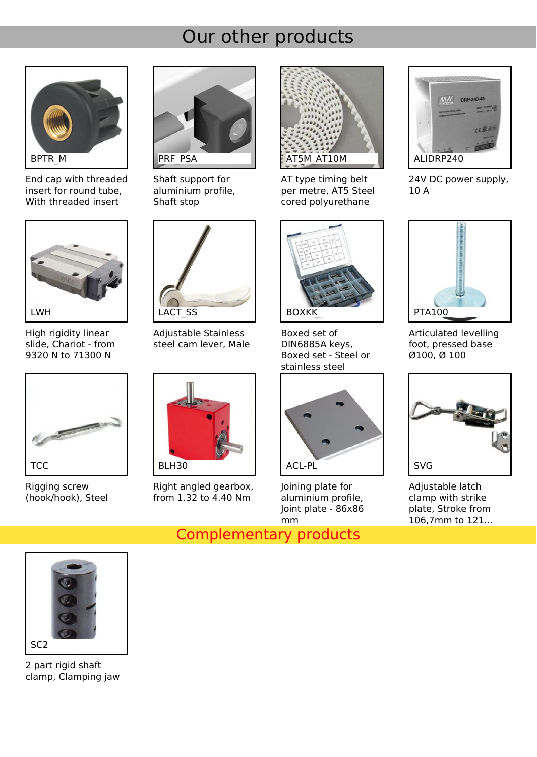# Our other products

BPTR_M

End cap with threaded insert for round tube, With threaded insert

PRF_PSA

Shaft support for aluminium profile, Shaft stop

AT5M_AT10M

AT type timing belt per metre, AT5 Steel cored polyurethane

ALIDRP240

24V DC power supply, 10 A

LWH

High rigidity linear slide, Chariot - from 9320 N to 71300 N

LACT_SS

Adjustable Stainless steel cam lever, Male

BOXKK

Boxed set of DIN6885A keys, Boxed set - Steel or stainless steel

PTA100

Articulated levelling foot, pressed base Ø100, Ø 100

TCC

Rigging screw (hook/hook), Steel

BLH30

Right angled gearbox, from 1.32 to 4.40 Nm

ACL-PL

Joining plate for aluminium profile, Joint plate - 86x86 mm

SVG

Adjustable latch clamp with strike plate, Stroke from 106,7mm to 121...

# Complementary products

SC2

2 part rigid shaft clamp, Clamping jaw